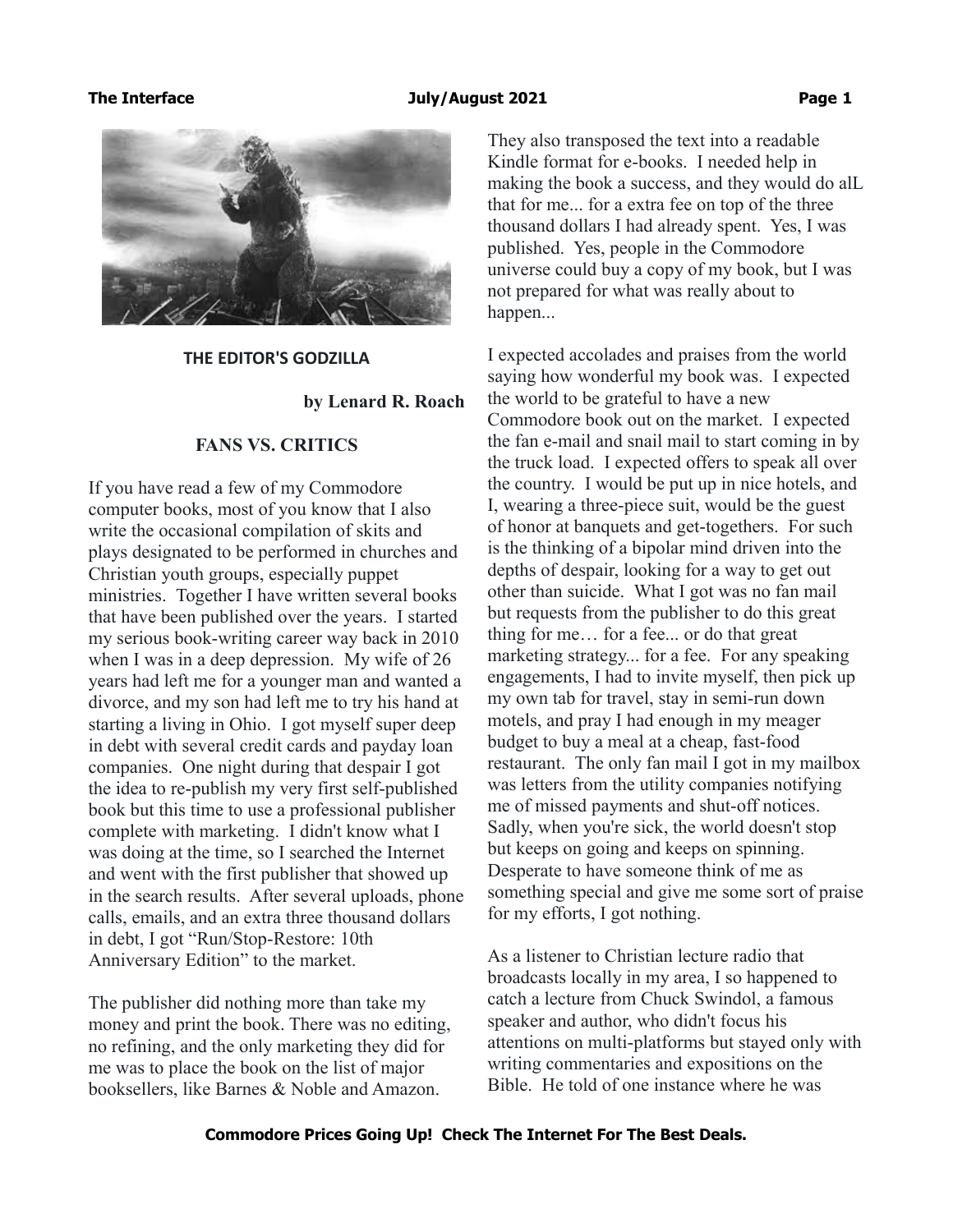## THE EDITOR'S GODZILLA

**by Lenard R. Roach**

### FANS VS. CRITICS

If you have read a few of my Commodore computer books, most of you know that I also write the occasional compilation of skits and plays designated to be performed in churches and Christian youth groups, especially puppet ministries. Together I have written several books that have been published over the years. I started my serious book-writing career way back in 2010 when I was in a deep depression. My wife of 26 years had left me for a younger man and wanted a divorce, and my son had left me to try his hand at starting a living in Ohio. I got myself super deep in debt with several credit cards and payday loan companies. One night during that despair I got the idea to re-publish my very first self-published book but this time to use a professional publisher complete with marketing. I didn't know what I was doing at the time, so I searched the Internet and went with the first publisher that showed up in the search results. After several uploads, phone calls, emails, and an extra three thousand dollars in debt, I got "Run/Stop-Restore: 10th Anniversary Edition" to the market.

The publisher did nothing more than take my money and print the book. There was no editing, no refining, and the only marketing they did for me was to place the book on the list of major booksellers, like Barnes & Noble and Amazon. They also transposed the text into a readable Kindle format for e-books. I needed help in making the book a success, and they would do alL that for me... for a extra fee on top of the three thousand dollars I had already spent. Yes, I was published. Yes, people in the Commodore universe could buy a copy of my book, but I was not prepared for what was really about to happen...

I expected accolades and praises from the world saying how wonderful my book was. I expected the world to be grateful to have a new Commodore book out on the market. I expected the fan e-mail and snail mail to start coming in by the truck load. I expected offers to speak all over the country. I would be put up in nice hotels, and I, wearing a three-piece suit, would be the guest of honor at banquets and get-togethers. For such is the thinking of a bipolar mind driven into the depths of despair, looking for a way to get out other than suicide. What I got was no fan mail but requests from the publisher to do this great thing for me… for a fee... or do that great marketing strategy... for a fee. For any speaking engagements, I had to invite myself, then pick up my own tab for travel, stay in semi-run down motels, and pray I had enough in my meager budget to buy a meal at a cheap, fast-food restaurant. The only fan mail I got in my mailbox was letters from the utility companies notifying me of missed payments and shut-off notices. Sadly, when you're sick, the world doesn't stop but keeps on going and keeps on spinning. Desperate to have someone think of me as something special and give me some sort of praise for my efforts, I got nothing.

As a listener to Christian lecture radio that broadcasts locally in my area, I so happened to catch a lecture from Chuck Swindol, a famous speaker and author, who didn't focus his attentions on multi-platforms but stayed only with writing commentaries and expositions on the Bible. He told of one instance where he was

**Commodore Prices Going Up! Check The Internet For The Best Deals.**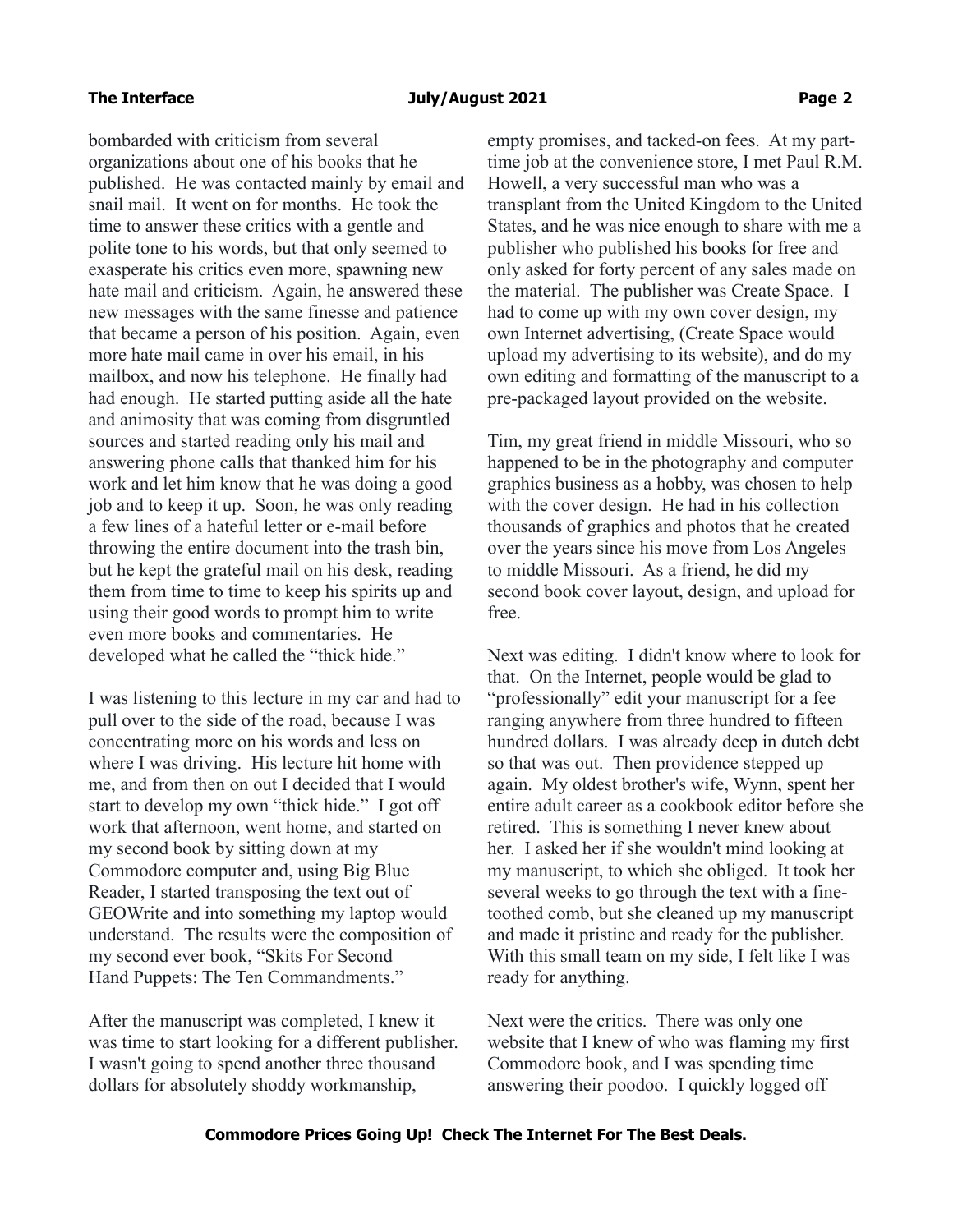bombarded with criticism from several organizations about one of his books that he published. He was contacted mainly by email and snail mail. It went on for months. He took the time to answer these critics with a gentle and polite tone to his words, but that only seemed to exasperate his critics even more, spawning new hate mail and criticism. Again, he answered these new messages with the same finesse and patience that became a person of his position. Again, even more hate mail came in over his email, in his mailbox, and now his telephone. He finally had had enough. He started putting aside all the hate and animosity that was coming from disgruntled sources and started reading only his mail and answering phone calls that thanked him for his work and let him know that he was doing a good job and to keep it up. Soon, he was only reading a few lines of a hateful letter or e-mail before throwing the entire document into the trash bin, but he kept the grateful mail on his desk, reading them from time to time to keep his spirits up and using their good words to prompt him to write even more books and commentaries. He developed what he called the "thick hide."

I was listening to this lecture in my car and had to pull over to the side of the road, because I was concentrating more on his words and less on where I was driving. His lecture hit home with me, and from then on out I decided that I would start to develop my own "thick hide." I got off work that afternoon, went home, and started on my second book by sitting down at my Commodore computer and, using Big Blue Reader, I started transposing the text out of GEOWrite and into something my laptop would understand. The results were the composition of my second ever book, "Skits For Second Hand Puppets: The Ten Commandments."

After the manuscript was completed, I knew it was time to start looking for a different publisher. I wasn't going to spend another three thousand dollars for absolutely shoddy workmanship, empty promises, and tacked-on fees. At my part-time job at the convenience store, I met Paul R.M. Howell, a very successful man who was a transplant from the United Kingdom to the United States, and he was nice enough to share with me a publisher who published his books for free and only asked for forty percent of any sales made on the material. The publisher was Create Space. I had to come up with my own cover design, my own Internet advertising, (Create Space would upload my advertising to its website), and do my own editing and formatting of the manuscript to a pre-packaged layout provided on the website.

Tim, my great friend in middle Missouri, who so happened to be in the photography and computer graphics business as a hobby, was chosen to help with the cover design. He had in his collection thousands of graphics and photos that he created over the years since his move from Los Angeles to middle Missouri. As a friend, he did my second book cover layout, design, and upload for free.

Next was editing. I didn't know where to look for that. On the Internet, people would be glad to "professionally" edit your manuscript for a fee ranging anywhere from three hundred to fifteen hundred dollars. I was already deep in dutch debt so that was out. Then providence stepped up again. My oldest brother's wife, Wynn, spent her entire adult career as a cookbook editor before she retired. This is something I never knew about her. I asked her if she wouldn't mind looking at my manuscript, to which she obliged. It took her several weeks to go through the text with a fine-toothed comb, but she cleaned up my manuscript and made it pristine and ready for the publisher. With this small team on my side, I felt like I was ready for anything.

Next were the critics. There was only one website that I knew of who was flaming my first Commodore book, and I was spending time answering their poodoo. I quickly logged off

**Commodore Prices Going Up! Check The Internet For The Best Deals.**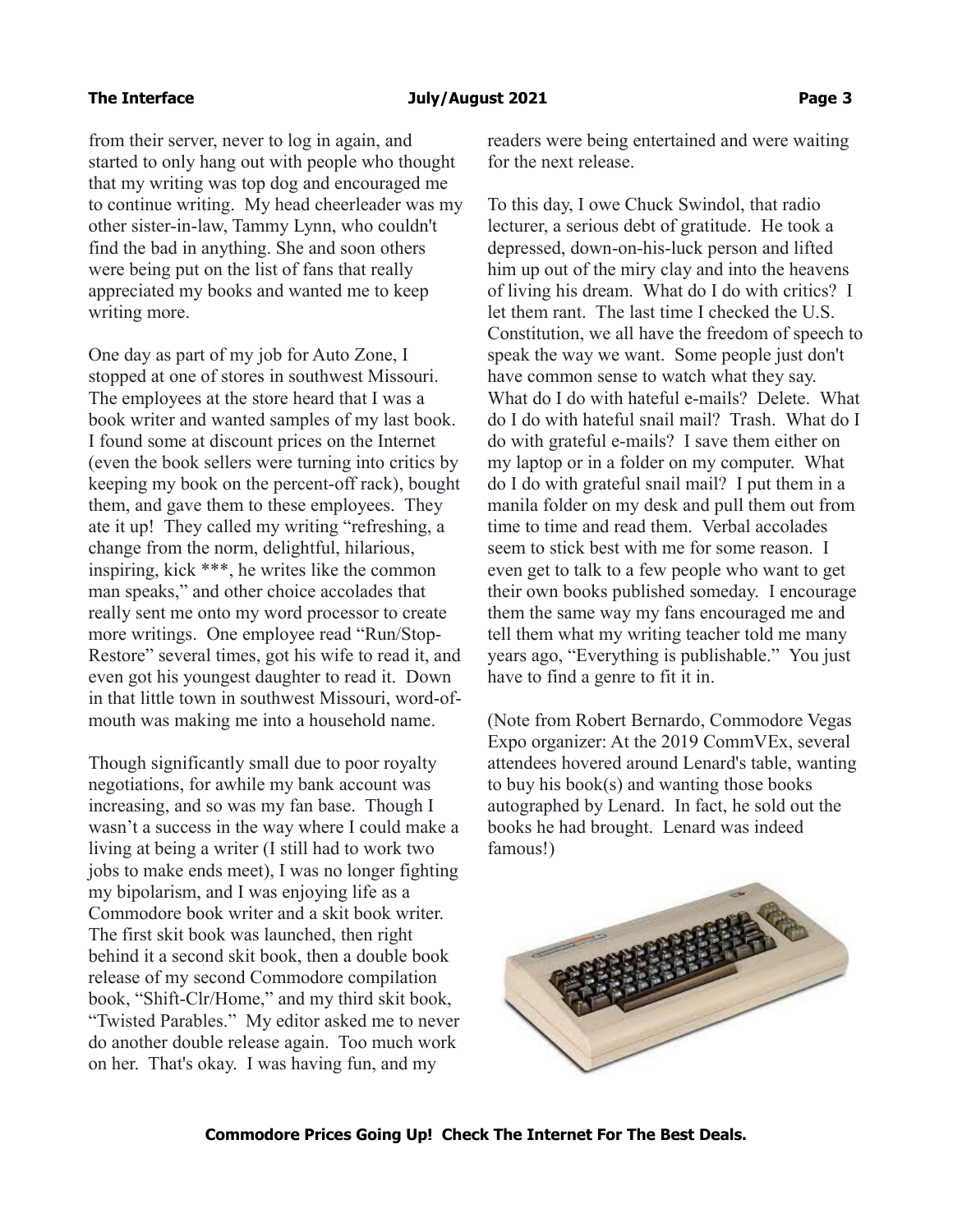from their server, never to log in again, and started to only hang out with people who thought that my writing was top dog and encouraged me to continue writing. My head cheerleader was my other sister-in-law, Tammy Lynn, who couldn't find the bad in anything. She and soon others were being put on the list of fans that really appreciated my books and wanted me to keep writing more.

One day as part of my job for Auto Zone, I stopped at one of stores in southwest Missouri. The employees at the store heard that I was a book writer and wanted samples of my last book. I found some at discount prices on the Internet (even the book sellers were turning into critics by keeping my book on the percent-off rack), bought them, and gave them to these employees. They ate it up! They called my writing "refreshing, a change from the norm, delightful, hilarious, inspiring, kick ***, he writes like the common man speaks," and other choice accolades that really sent me onto my word processor to create more writings. One employee read "Run/Stop-Restore" several times, got his wife to read it, and even got his youngest daughter to read it. Down in that little town in southwest Missouri, word-of-mouth was making me into a household name.

Though significantly small due to poor royalty negotiations, for awhile my bank account was increasing, and so was my fan base. Though I wasn't a success in the way where I could make a living at being a writer (I still had to work two jobs to make ends meet), I was no longer fighting my bipolarism, and I was enjoying life as a Commodore book writer and a skit book writer. The first skit book was launched, then right behind it a second skit book, then a double book release of my second Commodore compilation book, "Shift-Clr/Home," and my third skit book, "Twisted Parables." My editor asked me to never do another double release again. Too much work on her. That's okay. I was having fun, and my readers were being entertained and were waiting for the next release.

To this day, I owe Chuck Swindol, that radio lecturer, a serious debt of gratitude. He took a depressed, down-on-his-luck person and lifted him up out of the miry clay and into the heavens of living his dream. What do I do with critics? I let them rant. The last time I checked the U.S. Constitution, we all have the freedom of speech to speak the way we want. Some people just don't have common sense to watch what they say. What do I do with hateful e-mails? Delete. What do I do with hateful snail mail? Trash. What do I do with grateful e-mails? I save them either on my laptop or in a folder on my computer. What do I do with grateful snail mail? I put them in a manila folder on my desk and pull them out from time to time and read them. Verbal accolades seem to stick best with me for some reason. I even get to talk to a few people who want to get their own books published someday. I encourage them the same way my fans encouraged me and tell them what my writing teacher told me many years ago, "Everything is publishable." You just have to find a genre to fit it in.

(Note from Robert Bernardo, Commodore Vegas Expo organizer: At the 2019 CommVEx, several attendees hovered around Lenard's table, wanting to buy his book(s) and wanting those books autographed by Lenard. In fact, he sold out the books he had brought. Lenard was indeed famous!)

**Commodore Prices Going Up! Check The Internet For The Best Deals.**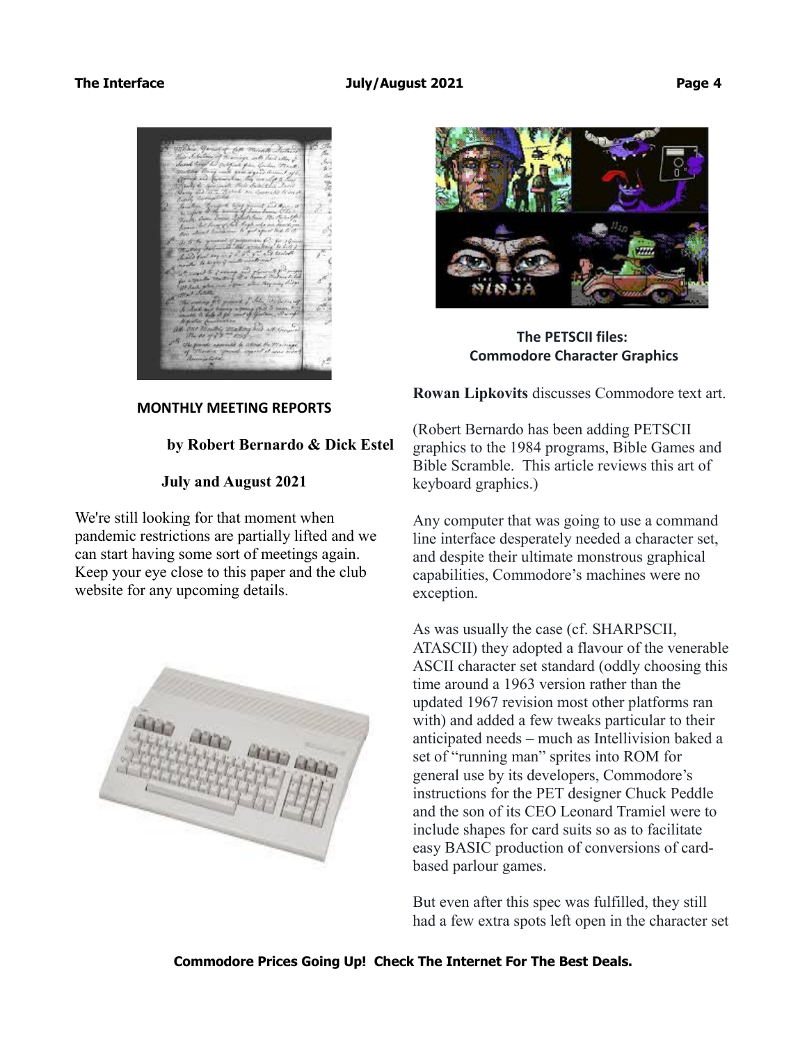## MONTHLY MEETING REPORTS

**by Robert Bernardo & Dick Estel**

**July and August 2021**

We're still looking for that moment when pandemic restrictions are partially lifted and we can start having some sort of meetings again. Keep your eye close to this paper and the club website for any upcoming details.

## The PETSCII files: Commodore Character Graphics

**Rowan Lipkovits** discusses Commodore text art.

(Robert Bernardo has been adding PETSCII graphics to the 1984 programs, Bible Games and Bible Scramble. This article reviews this art of keyboard graphics.)

Any computer that was going to use a command line interface desperately needed a character set, and despite their ultimate monstrous graphical capabilities, Commodore's machines were no exception.

As was usually the case (cf. SHARPSCII, ATASCII) they adopted a flavour of the venerable ASCII character set standard (oddly choosing this time around a 1963 version rather than the updated 1967 revision most other platforms ran with) and added a few tweaks particular to their anticipated needs – much as Intellivision baked a set of "running man" sprites into ROM for general use by its developers, Commodore's instructions for the PET designer Chuck Peddle and the son of its CEO Leonard Tramiel were to include shapes for card suits so as to facilitate easy BASIC production of conversions of card-based parlour games.

But even after this spec was fulfilled, they still had a few extra spots left open in the character set

**Commodore Prices Going Up! Check The Internet For The Best Deals.**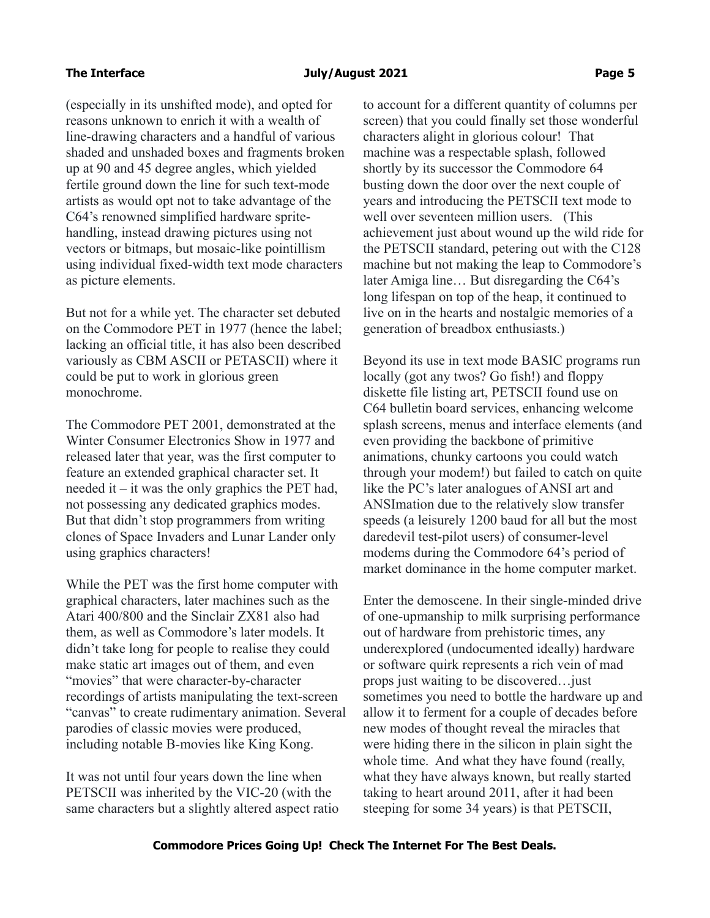(especially in its unshifted mode), and opted for reasons unknown to enrich it with a wealth of line-drawing characters and a handful of various shaded and unshaded boxes and fragments broken up at 90 and 45 degree angles, which yielded fertile ground down the line for such text-mode artists as would opt not to take advantage of the C64's renowned simplified hardware sprite-handling, instead drawing pictures using not vectors or bitmaps, but mosaic-like pointillism using individual fixed-width text mode characters as picture elements.

But not for a while yet. The character set debuted on the Commodore PET in 1977 (hence the label; lacking an official title, it has also been described variously as CBM ASCII or PETASCII) where it could be put to work in glorious green monochrome.

The Commodore PET 2001, demonstrated at the Winter Consumer Electronics Show in 1977 and released later that year, was the first computer to feature an extended graphical character set. It needed it – it was the only graphics the PET had, not possessing any dedicated graphics modes. But that didn't stop programmers from writing clones of Space Invaders and Lunar Lander only using graphics characters!

While the PET was the first home computer with graphical characters, later machines such as the Atari 400/800 and the Sinclair ZX81 also had them, as well as Commodore's later models. It didn't take long for people to realise they could make static art images out of them, and even "movies" that were character-by-character recordings of artists manipulating the text-screen "canvas" to create rudimentary animation. Several parodies of classic movies were produced, including notable B-movies like King Kong.

It was not until four years down the line when PETSCII was inherited by the VIC-20 (with the same characters but a slightly altered aspect ratio to account for a different quantity of columns per screen) that you could finally set those wonderful characters alight in glorious colour! That machine was a respectable splash, followed shortly by its successor the Commodore 64 busting down the door over the next couple of years and introducing the PETSCII text mode to well over seventeen million users. (This achievement just about wound up the wild ride for the PETSCII standard, petering out with the C128 machine but not making the leap to Commodore's later Amiga line… But disregarding the C64's long lifespan on top of the heap, it continued to live on in the hearts and nostalgic memories of a generation of breadbox enthusiasts.)

Beyond its use in text mode BASIC programs run locally (got any twos? Go fish!) and floppy diskette file listing art, PETSCII found use on C64 bulletin board services, enhancing welcome splash screens, menus and interface elements (and even providing the backbone of primitive animations, chunky cartoons you could watch through your modem!) but failed to catch on quite like the PC's later analogues of ANSI art and ANSImation due to the relatively slow transfer speeds (a leisurely 1200 baud for all but the most daredevil test-pilot users) of consumer-level modems during the Commodore 64's period of market dominance in the home computer market.

Enter the demoscene. In their single-minded drive of one-upmanship to milk surprising performance out of hardware from prehistoric times, any underexplored (undocumented ideally) hardware or software quirk represents a rich vein of mad props just waiting to be discovered…just sometimes you need to bottle the hardware up and allow it to ferment for a couple of decades before new modes of thought reveal the miracles that were hiding there in the silicon in plain sight the whole time. And what they have found (really, what they have always known, but really started taking to heart around 2011, after it had been steeping for some 34 years) is that PETSCII,

**Commodore Prices Going Up! Check The Internet For The Best Deals.**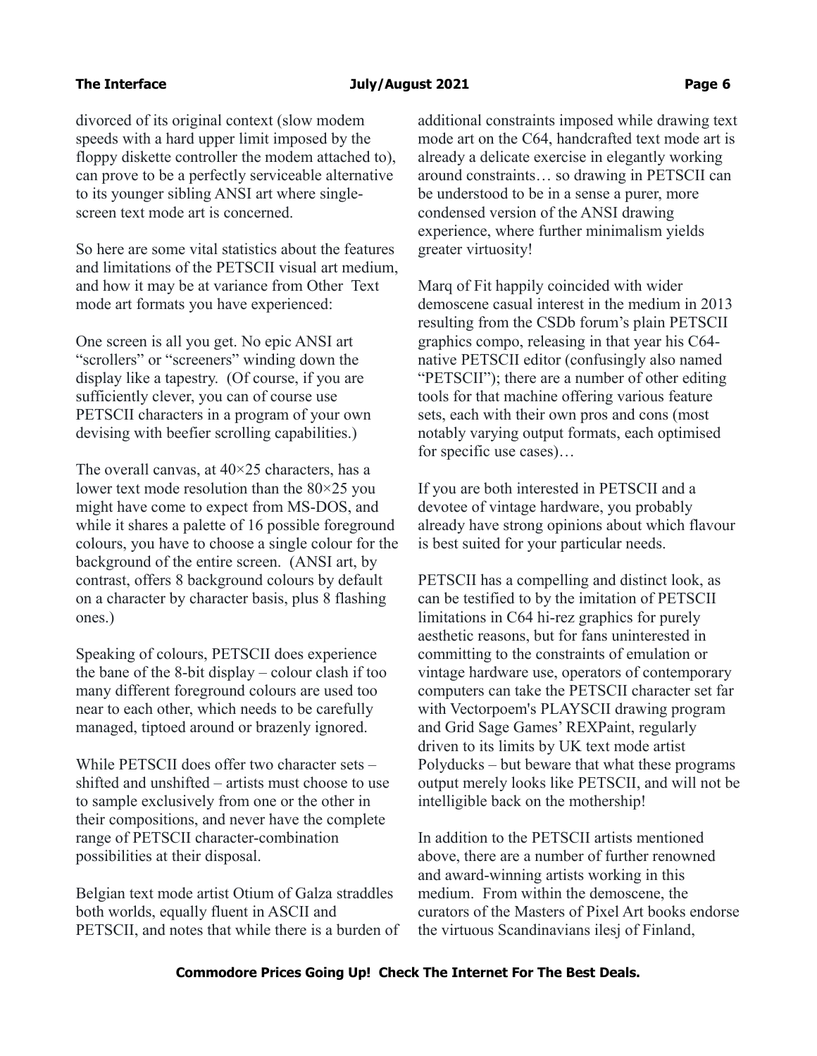divorced of its original context (slow modem speeds with a hard upper limit imposed by the floppy diskette controller the modem attached to), can prove to be a perfectly serviceable alternative to its younger sibling ANSI art where single-screen text mode art is concerned.

So here are some vital statistics about the features and limitations of the PETSCII visual art medium, and how it may be at variance from Other Text mode art formats you have experienced:

One screen is all you get. No epic ANSI art "scrollers" or "screeners" winding down the display like a tapestry. (Of course, if you are sufficiently clever, you can of course use PETSCII characters in a program of your own devising with beefier scrolling capabilities.)

The overall canvas, at 40×25 characters, has a lower text mode resolution than the 80×25 you might have come to expect from MS-DOS, and while it shares a palette of 16 possible foreground colours, you have to choose a single colour for the background of the entire screen. (ANSI art, by contrast, offers 8 background colours by default on a character by character basis, plus 8 flashing ones.)

Speaking of colours, PETSCII does experience the bane of the 8-bit display – colour clash if too many different foreground colours are used too near to each other, which needs to be carefully managed, tiptoed around or brazenly ignored.

While PETSCII does offer two character sets – shifted and unshifted – artists must choose to use to sample exclusively from one or the other in their compositions, and never have the complete range of PETSCII character-combination possibilities at their disposal.

Belgian text mode artist Otium of Galza straddles both worlds, equally fluent in ASCII and PETSCII, and notes that while there is a burden of additional constraints imposed while drawing text mode art on the C64, handcrafted text mode art is already a delicate exercise in elegantly working around constraints… so drawing in PETSCII can be understood to be in a sense a purer, more condensed version of the ANSI drawing experience, where further minimalism yields greater virtuosity!

Marq of Fit happily coincided with wider demoscene casual interest in the medium in 2013 resulting from the CSDb forum's plain PETSCII graphics compo, releasing in that year his C64-native PETSCII editor (confusingly also named "PETSCII"); there are a number of other editing tools for that machine offering various feature sets, each with their own pros and cons (most notably varying output formats, each optimised for specific use cases)…

If you are both interested in PETSCII and a devotee of vintage hardware, you probably already have strong opinions about which flavour is best suited for your particular needs.

PETSCII has a compelling and distinct look, as can be testified to by the imitation of PETSCII limitations in C64 hi-rez graphics for purely aesthetic reasons, but for fans uninterested in committing to the constraints of emulation or vintage hardware use, operators of contemporary computers can take the PETSCII character set far with Vectorpoem's PLAYSCII drawing program and Grid Sage Games' REXPaint, regularly driven to its limits by UK text mode artist Polyducks – but beware that what these programs output merely looks like PETSCII, and will not be intelligible back on the mothership!

In addition to the PETSCII artists mentioned above, there are a number of further renowned and award-winning artists working in this medium. From within the demoscene, the curators of the Masters of Pixel Art books endorse the virtuous Scandinavians ilesj of Finland,

**Commodore Prices Going Up! Check The Internet For The Best Deals.**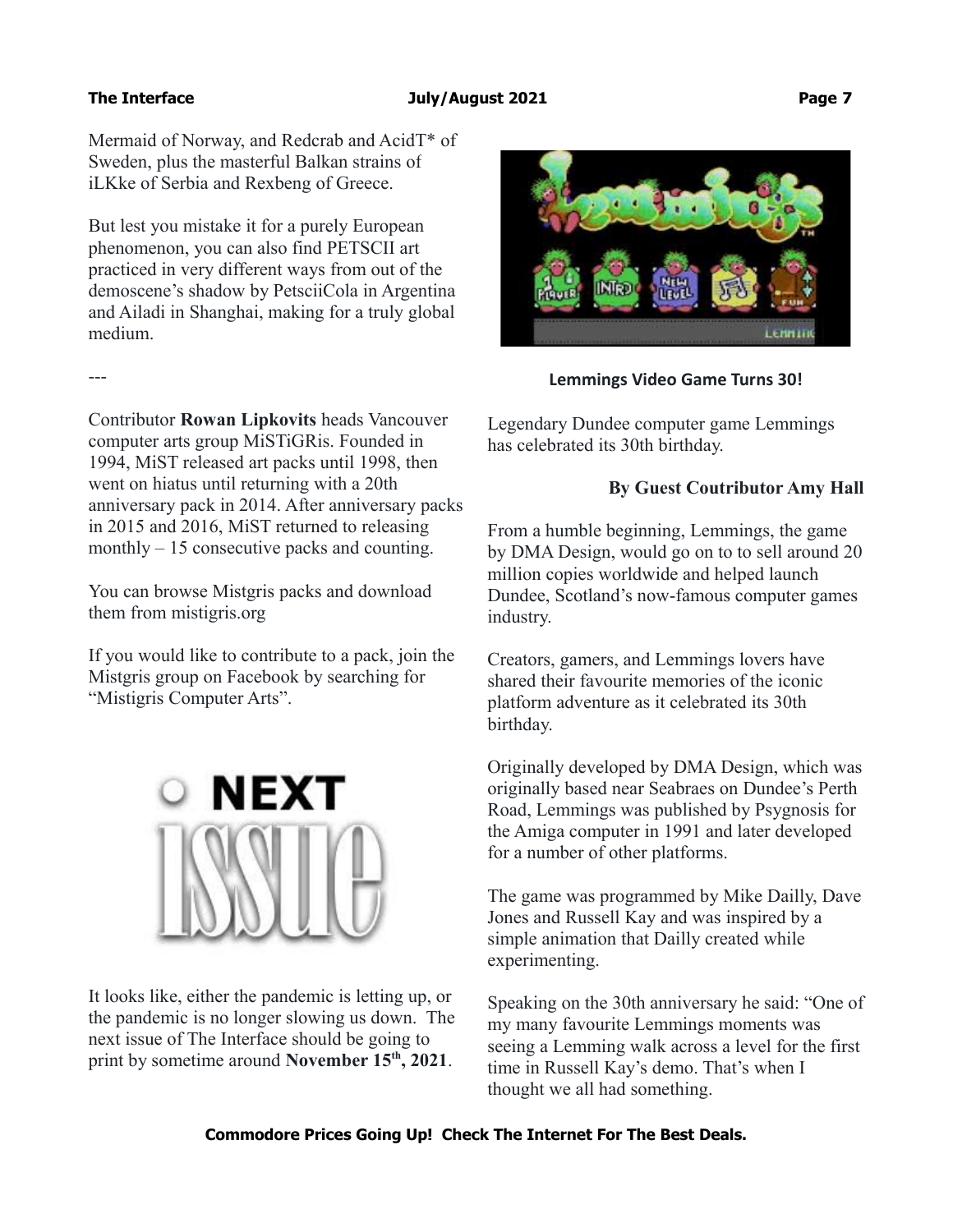Mermaid of Norway, and Redcrab and AcidT* of Sweden, plus the masterful Balkan strains of iLKke of Serbia and Rexbeng of Greece.

But lest you mistake it for a purely European phenomenon, you can also find PETSCII art practiced in very different ways from out of the demoscene's shadow by PetsciiCola in Argentina and Ailadi in Shanghai, making for a truly global medium.

---

Contributor **Rowan Lipkovits** heads Vancouver computer arts group MiSTiGRis. Founded in 1994, MiST released art packs until 1998, then went on hiatus until returning with a 20th anniversary pack in 2014. After anniversary packs in 2015 and 2016, MiST returned to releasing monthly – 15 consecutive packs and counting.

You can browse Mistgris packs and download them from mistigris.org

If you would like to contribute to a pack, join the Mistgris group on Facebook by searching for "Mistigris Computer Arts".

NEXT ISSUE

It looks like, either the pandemic is letting up, or the pandemic is no longer slowing us down. The next issue of The Interface should be going to print by sometime around **November 15th, 2021**.

## Lemmings Video Game Turns 30!

Legendary Dundee computer game Lemmings has celebrated its 30th birthday.

**By Guest Coutributor Amy Hall**

From a humble beginning, Lemmings, the game by DMA Design, would go on to to sell around 20 million copies worldwide and helped launch Dundee, Scotland's now-famous computer games industry.

Creators, gamers, and Lemmings lovers have shared their favourite memories of the iconic platform adventure as it celebrated its 30th birthday.

Originally developed by DMA Design, which was originally based near Seabraes on Dundee's Perth Road, Lemmings was published by Psygnosis for the Amiga computer in 1991 and later developed for a number of other platforms.

The game was programmed by Mike Dailly, Dave Jones and Russell Kay and was inspired by a simple animation that Dailly created while experimenting.

Speaking on the 30th anniversary he said: "One of my many favourite Lemmings moments was seeing a Lemming walk across a level for the first time in Russell Kay's demo. That's when I thought we all had something.

**Commodore Prices Going Up! Check The Internet For The Best Deals.**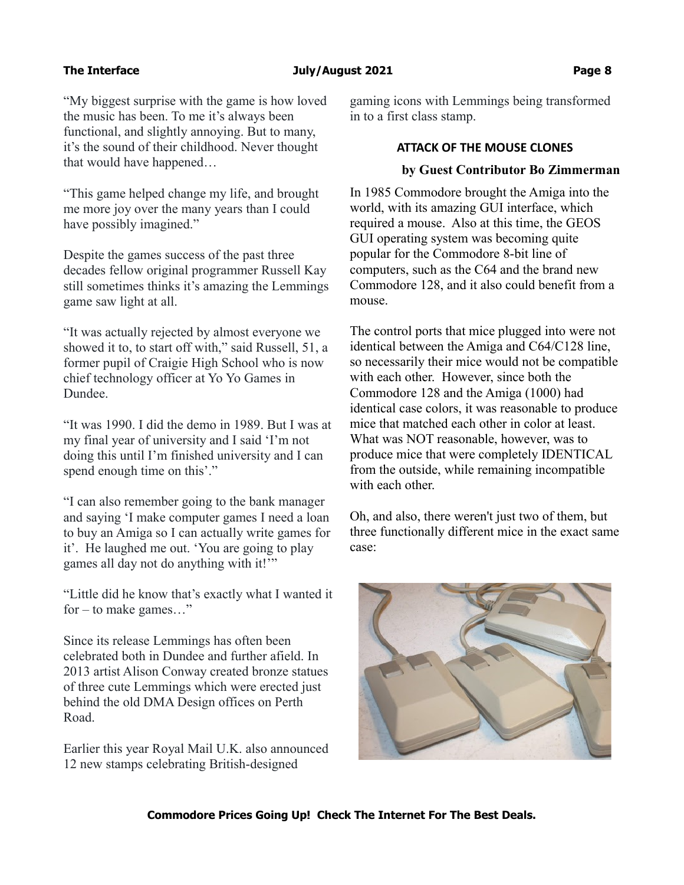"My biggest surprise with the game is how loved the music has been. To me it's always been functional, and slightly annoying. But to many, it's the sound of their childhood. Never thought that would have happened…

"This game helped change my life, and brought me more joy over the many years than I could have possibly imagined."

Despite the games success of the past three decades fellow original programmer Russell Kay still sometimes thinks it's amazing the Lemmings game saw light at all.

"It was actually rejected by almost everyone we showed it to, to start off with," said Russell, 51, a former pupil of Craigie High School who is now chief technology officer at Yo Yo Games in Dundee.

"It was 1990. I did the demo in 1989. But I was at my final year of university and I said 'I'm not doing this until I'm finished university and I can spend enough time on this'."

"I can also remember going to the bank manager and saying 'I make computer games I need a loan to buy an Amiga so I can actually write games for it'. He laughed me out. 'You are going to play games all day not do anything with it!'"

"Little did he know that's exactly what I wanted it for – to make games…"

Since its release Lemmings has often been celebrated both in Dundee and further afield. In 2013 artist Alison Conway created bronze statues of three cute Lemmings which were erected just behind the old DMA Design offices on Perth Road.

Earlier this year Royal Mail U.K. also announced 12 new stamps celebrating British-designed gaming icons with Lemmings being transformed in to a first class stamp.

## ATTACK OF THE MOUSE CLONES

**by Guest Contributor Bo Zimmerman**

In 1985 Commodore brought the Amiga into the world, with its amazing GUI interface, which required a mouse. Also at this time, the GEOS GUI operating system was becoming quite popular for the Commodore 8-bit line of computers, such as the C64 and the brand new Commodore 128, and it also could benefit from a mouse.

The control ports that mice plugged into were not identical between the Amiga and C64/C128 line, so necessarily their mice would not be compatible with each other. However, since both the Commodore 128 and the Amiga (1000) had identical case colors, it was reasonable to produce mice that matched each other in color at least. What was NOT reasonable, however, was to produce mice that were completely IDENTICAL from the outside, while remaining incompatible with each other.

Oh, and also, there weren't just two of them, but three functionally different mice in the exact same case:

**Commodore Prices Going Up! Check The Internet For The Best Deals.**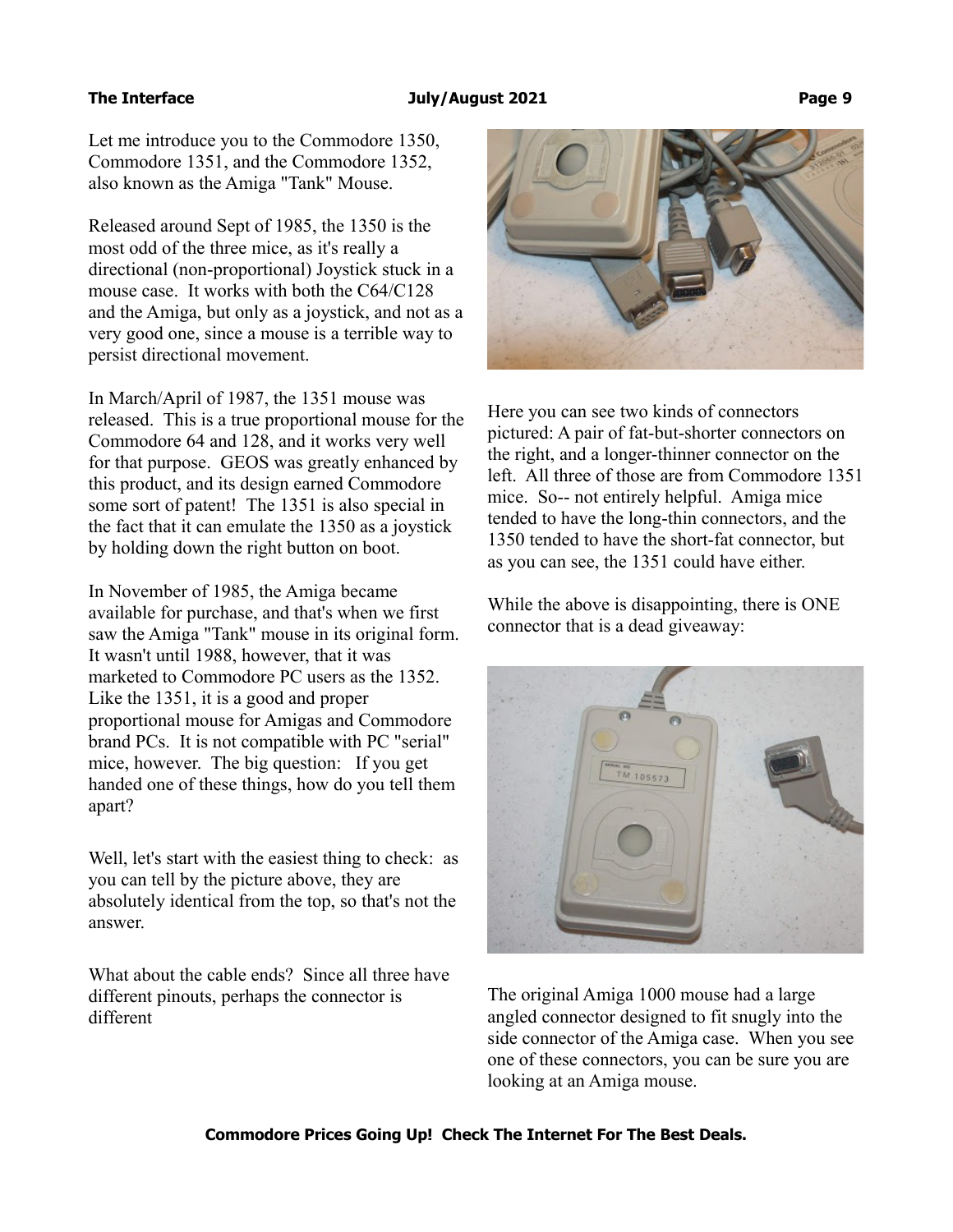Let me introduce you to the Commodore 1350, Commodore 1351, and the Commodore 1352, also known as the Amiga "Tank" Mouse.

Released around Sept of 1985, the 1350 is the most odd of the three mice, as it's really a directional (non-proportional) Joystick stuck in a mouse case. It works with both the C64/C128 and the Amiga, but only as a joystick, and not as a very good one, since a mouse is a terrible way to persist directional movement.

In March/April of 1987, the 1351 mouse was released. This is a true proportional mouse for the Commodore 64 and 128, and it works very well for that purpose. GEOS was greatly enhanced by this product, and its design earned Commodore some sort of patent! The 1351 is also special in the fact that it can emulate the 1350 as a joystick by holding down the right button on boot.

In November of 1985, the Amiga became available for purchase, and that's when we first saw the Amiga "Tank" mouse in its original form. It wasn't until 1988, however, that it was marketed to Commodore PC users as the 1352. Like the 1351, it is a good and proper proportional mouse for Amigas and Commodore brand PCs. It is not compatible with PC "serial" mice, however. The big question: If you get handed one of these things, how do you tell them apart?

Well, let's start with the easiest thing to check: as you can tell by the picture above, they are absolutely identical from the top, so that's not the answer.

What about the cable ends? Since all three have different pinouts, perhaps the connector is different

Here you can see two kinds of connectors pictured: A pair of fat-but-shorter connectors on the right, and a longer-thinner connector on the left. All three of those are from Commodore 1351 mice. So-- not entirely helpful. Amiga mice tended to have the long-thin connectors, and the 1350 tended to have the short-fat connector, but as you can see, the 1351 could have either.

While the above is disappointing, there is ONE connector that is a dead giveaway:

The original Amiga 1000 mouse had a large angled connector designed to fit snugly into the side connector of the Amiga case. When you see one of these connectors, you can be sure you are looking at an Amiga mouse.

**Commodore Prices Going Up! Check The Internet For The Best Deals.**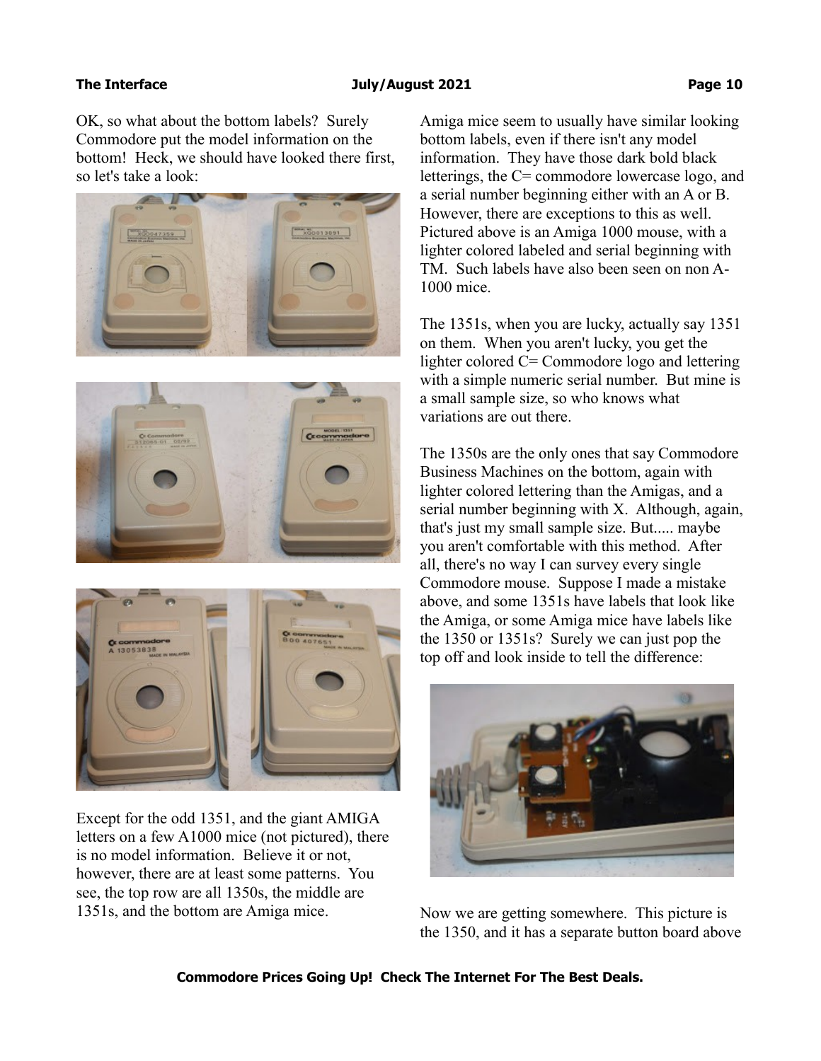OK, so what about the bottom labels? Surely Commodore put the model information on the bottom! Heck, we should have looked there first, so let's take a look:

Except for the odd 1351, and the giant AMIGA letters on a few A1000 mice (not pictured), there is no model information. Believe it or not, however, there are at least some patterns. You see, the top row are all 1350s, the middle are 1351s, and the bottom are Amiga mice.

Amiga mice seem to usually have similar looking bottom labels, even if there isn't any model information. They have those dark bold black letterings, the C= commodore lowercase logo, and a serial number beginning either with an A or B. However, there are exceptions to this as well. Pictured above is an Amiga 1000 mouse, with a lighter colored labeled and serial beginning with TM. Such labels have also been seen on non A-1000 mice.

The 1351s, when you are lucky, actually say 1351 on them. When you aren't lucky, you get the lighter colored C= Commodore logo and lettering with a simple numeric serial number. But mine is a small sample size, so who knows what variations are out there.

The 1350s are the only ones that say Commodore Business Machines on the bottom, again with lighter colored lettering than the Amigas, and a serial number beginning with X. Although, again, that's just my small sample size. But..... maybe you aren't comfortable with this method. After all, there's no way I can survey every single Commodore mouse. Suppose I made a mistake above, and some 1351s have labels that look like the Amiga, or some Amiga mice have labels like the 1350 or 1351s? Surely we can just pop the top off and look inside to tell the difference:

Now we are getting somewhere. This picture is the 1350, and it has a separate button board above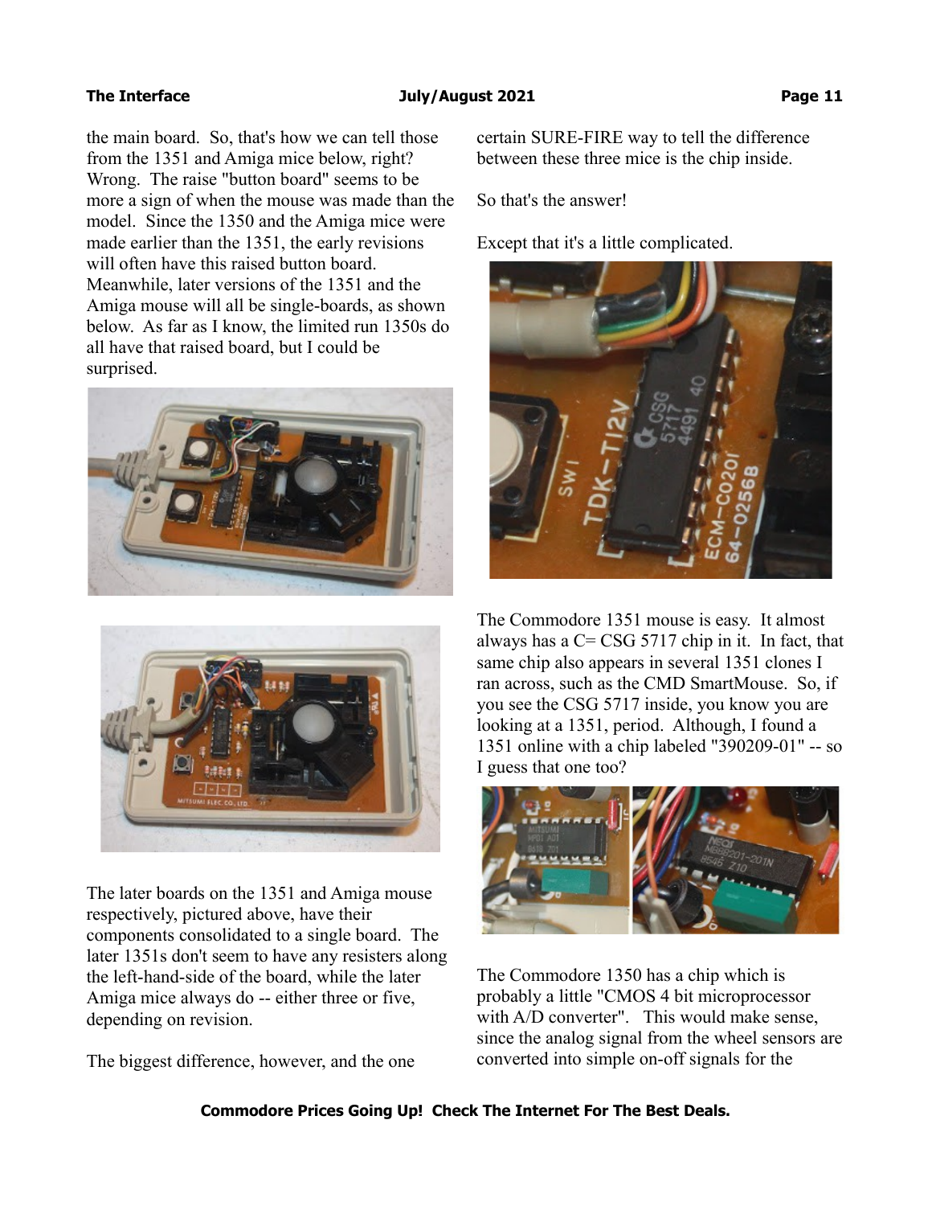the main board. So, that's how we can tell those from the 1351 and Amiga mice below, right? Wrong. The raise "button board" seems to be more a sign of when the mouse was made than the model. Since the 1350 and the Amiga mice were made earlier than the 1351, the early revisions will often have this raised button board. Meanwhile, later versions of the 1351 and the Amiga mouse will all be single-boards, as shown below. As far as I know, the limited run 1350s do all have that raised board, but I could be surprised.

The later boards on the 1351 and Amiga mouse respectively, pictured above, have their components consolidated to a single board. The later 1351s don't seem to have any resisters along the left-hand-side of the board, while the later Amiga mice always do -- either three or five, depending on revision.

The biggest difference, however, and the one certain SURE-FIRE way to tell the difference between these three mice is the chip inside.

So that's the answer!

Except that it's a little complicated.

The Commodore 1351 mouse is easy. It almost always has a C= CSG 5717 chip in it. In fact, that same chip also appears in several 1351 clones I ran across, such as the CMD SmartMouse. So, if you see the CSG 5717 inside, you know you are looking at a 1351, period. Although, I found a 1351 online with a chip labeled "390209-01" -- so I guess that one too?

The Commodore 1350 has a chip which is probably a little "CMOS 4 bit microprocessor with A/D converter". This would make sense, since the analog signal from the wheel sensors are converted into simple on-off signals for the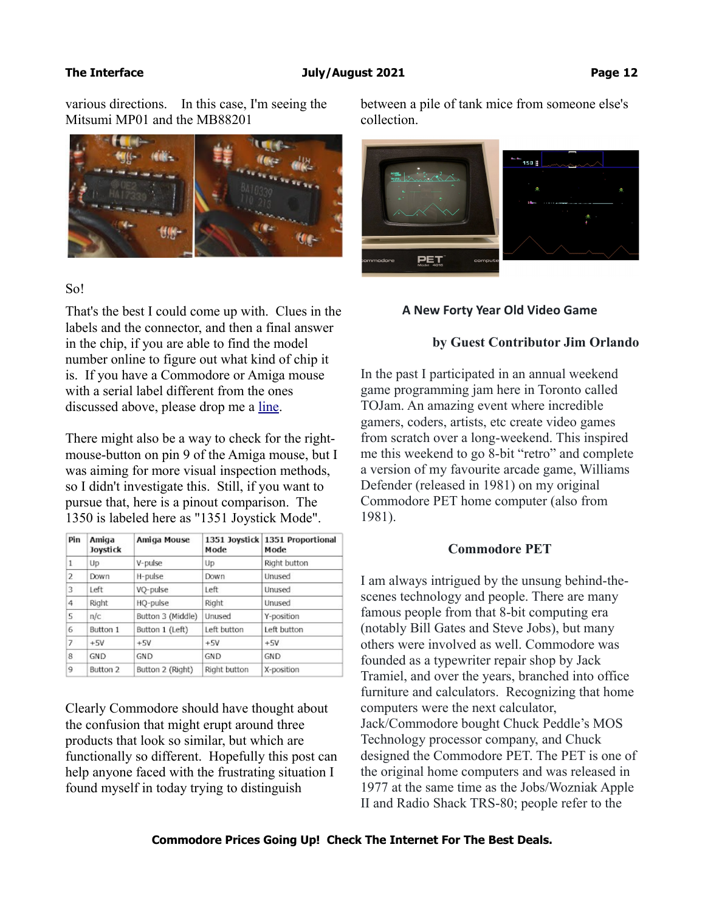various directions. In this case, I'm seeing the Mitsumi MP01 and the MB88201

So!

That's the best I could come up with. Clues in the labels and the connector, and then a final answer in the chip, if you are able to find the model number online to figure out what kind of chip it is. If you have a Commodore or Amiga mouse with a serial label different from the ones discussed above, please drop me a line.

There might also be a way to check for the right-mouse-button on pin 9 of the Amiga mouse, but I was aiming for more visual inspection methods, so I didn't investigate this. Still, if you want to pursue that, here is a pinout comparison. The 1350 is labeled here as "1351 Joystick Mode".

| Pin | Amiga Joystick | Amiga Mouse | 1351 Joystick Mode | 1351 Proportional Mode |
|---|---|---|---|---|
| 1 | Up | V-pulse | Up | Right button |
| 2 | Down | H-pulse | Down | Unused |
| 3 | Left | VQ-pulse | Left | Unused |
| 4 | Right | HQ-pulse | Right | Unused |
| 5 | n/c | Button 3 (Middle) | Unused | Y-position |
| 6 | Button 1 | Button 1 (Left) | Left button | Left button |
| 7 | +5V | +5V | +5V | +5V |
| 8 | GND | GND | GND | GND |
| 9 | Button 2 | Button 2 (Right) | Right button | X-position |

Clearly Commodore should have thought about the confusion that might erupt around three products that look so similar, but which are functionally so different. Hopefully this post can help anyone faced with the frustrating situation I found myself in today trying to distinguish between a pile of tank mice from someone else's collection.

## A New Forty Year Old Video Game

**by Guest Contributor Jim Orlando**

In the past I participated in an annual weekend game programming jam here in Toronto called TOJam. An amazing event where incredible gamers, coders, artists, etc create video games from scratch over a long-weekend. This inspired me this weekend to go 8-bit "retro" and complete a version of my favourite arcade game, Williams Defender (released in 1981) on my original Commodore PET home computer (also from 1981).

### Commodore PET

I am always intrigued by the unsung behind-the-scenes technology and people. There are many famous people from that 8-bit computing era (notably Bill Gates and Steve Jobs), but many others were involved as well. Commodore was founded as a typewriter repair shop by Jack Tramiel, and over the years, branched into office furniture and calculators. Recognizing that home computers were the next calculator, Jack/Commodore bought Chuck Peddle's MOS Technology processor company, and Chuck designed the Commodore PET. The PET is one of the original home computers and was released in 1977 at the same time as the Jobs/Wozniak Apple II and Radio Shack TRS-80; people refer to the

**Commodore Prices Going Up! Check The Internet For The Best Deals.**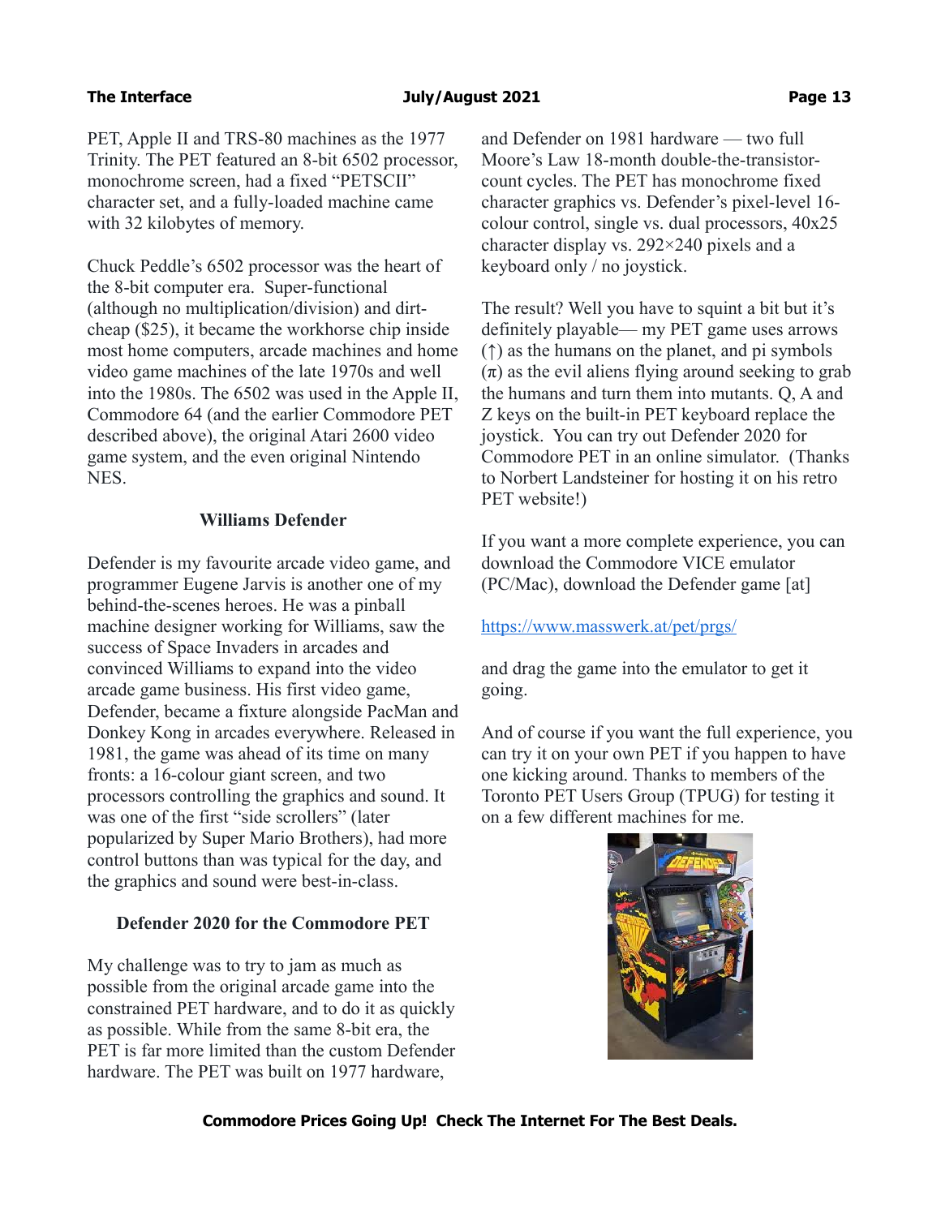PET, Apple II and TRS-80 machines as the 1977 Trinity. The PET featured an 8-bit 6502 processor, monochrome screen, had a fixed "PETSCII" character set, and a fully-loaded machine came with 32 kilobytes of memory.

Chuck Peddle's 6502 processor was the heart of the 8-bit computer era. Super-functional (although no multiplication/division) and dirt-cheap ($25), it became the workhorse chip inside most home computers, arcade machines and home video game machines of the late 1970s and well into the 1980s. The 6502 was used in the Apple II, Commodore 64 (and the earlier Commodore PET described above), the original Atari 2600 video game system, and the even original Nintendo NES.

### Williams Defender

Defender is my favourite arcade video game, and programmer Eugene Jarvis is another one of my behind-the-scenes heroes. He was a pinball machine designer working for Williams, saw the success of Space Invaders in arcades and convinced Williams to expand into the video arcade game business. His first video game, Defender, became a fixture alongside PacMan and Donkey Kong in arcades everywhere. Released in 1981, the game was ahead of its time on many fronts: a 16-colour giant screen, and two processors controlling the graphics and sound. It was one of the first "side scrollers" (later popularized by Super Mario Brothers), had more control buttons than was typical for the day, and the graphics and sound were best-in-class.

### Defender 2020 for the Commodore PET

My challenge was to try to jam as much as possible from the original arcade game into the constrained PET hardware, and to do it as quickly as possible. While from the same 8-bit era, the PET is far more limited than the custom Defender hardware. The PET was built on 1977 hardware, and Defender on 1981 hardware — two full Moore's Law 18-month double-the-transistor-count cycles. The PET has monochrome fixed character graphics vs. Defender's pixel-level 16-colour control, single vs. dual processors, 40x25 character display vs. 292×240 pixels and a keyboard only / no joystick.

The result? Well you have to squint a bit but it's definitely playable— my PET game uses arrows (↑) as the humans on the planet, and pi symbols (π) as the evil aliens flying around seeking to grab the humans and turn them into mutants. Q, A and Z keys on the built-in PET keyboard replace the joystick. You can try out Defender 2020 for Commodore PET in an online simulator. (Thanks to Norbert Landsteiner for hosting it on his retro PET website!)

If you want a more complete experience, you can download the Commodore VICE emulator (PC/Mac), download the Defender game [at]

https://www.masswerk.at/pet/prgs/

and drag the game into the emulator to get it going.

And of course if you want the full experience, you can try it on your own PET if you happen to have one kicking around. Thanks to members of the Toronto PET Users Group (TPUG) for testing it on a few different machines for me.

**Commodore Prices Going Up! Check The Internet For The Best Deals.**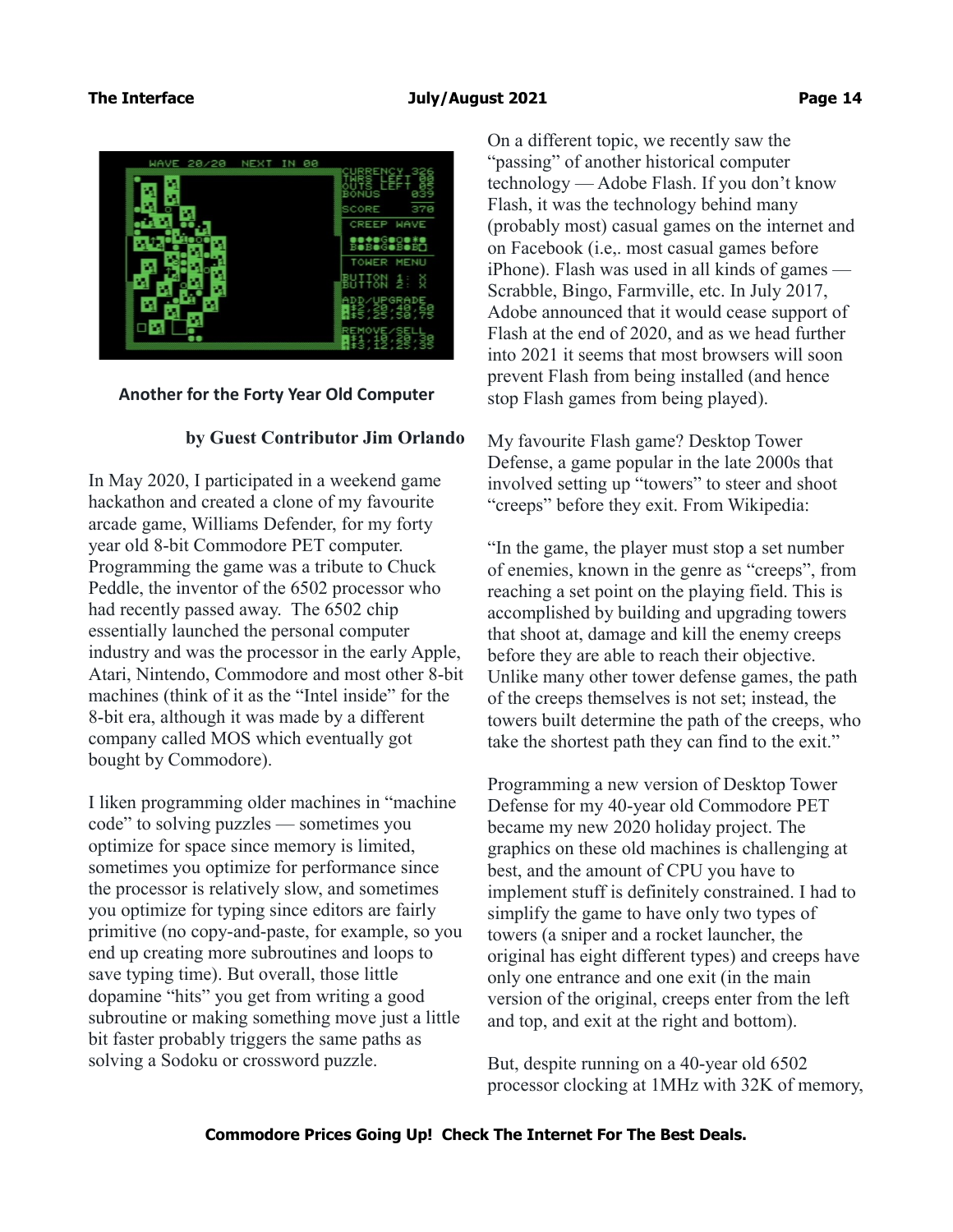## Another for the Forty Year Old Computer

**by Guest Contributor Jim Orlando**

In May 2020, I participated in a weekend game hackathon and created a clone of my favourite arcade game, Williams Defender, for my forty year old 8-bit Commodore PET computer. Programming the game was a tribute to Chuck Peddle, the inventor of the 6502 processor who had recently passed away. The 6502 chip essentially launched the personal computer industry and was the processor in the early Apple, Atari, Nintendo, Commodore and most other 8-bit machines (think of it as the "Intel inside" for the 8-bit era, although it was made by a different company called MOS which eventually got bought by Commodore).

I liken programming older machines in "machine code" to solving puzzles — sometimes you optimize for space since memory is limited, sometimes you optimize for performance since the processor is relatively slow, and sometimes you optimize for typing since editors are fairly primitive (no copy-and-paste, for example, so you end up creating more subroutines and loops to save typing time). But overall, those little dopamine "hits" you get from writing a good subroutine or making something move just a little bit faster probably triggers the same paths as solving a Sodoku or crossword puzzle.

On a different topic, we recently saw the "passing" of another historical computer technology — Adobe Flash. If you don't know Flash, it was the technology behind many (probably most) casual games on the internet and on Facebook (i.e,. most casual games before iPhone). Flash was used in all kinds of games — Scrabble, Bingo, Farmville, etc. In July 2017, Adobe announced that it would cease support of Flash at the end of 2020, and as we head further into 2021 it seems that most browsers will soon prevent Flash from being installed (and hence stop Flash games from being played).

My favourite Flash game? Desktop Tower Defense, a game popular in the late 2000s that involved setting up "towers" to steer and shoot "creeps" before they exit. From Wikipedia:

"In the game, the player must stop a set number of enemies, known in the genre as "creeps", from reaching a set point on the playing field. This is accomplished by building and upgrading towers that shoot at, damage and kill the enemy creeps before they are able to reach their objective. Unlike many other tower defense games, the path of the creeps themselves is not set; instead, the towers built determine the path of the creeps, who take the shortest path they can find to the exit."

Programming a new version of Desktop Tower Defense for my 40-year old Commodore PET became my new 2020 holiday project. The graphics on these old machines is challenging at best, and the amount of CPU you have to implement stuff is definitely constrained. I had to simplify the game to have only two types of towers (a sniper and a rocket launcher, the original has eight different types) and creeps have only one entrance and one exit (in the main version of the original, creeps enter from the left and top, and exit at the right and bottom).

But, despite running on a 40-year old 6502 processor clocking at 1MHz with 32K of memory,

**Commodore Prices Going Up! Check The Internet For The Best Deals.**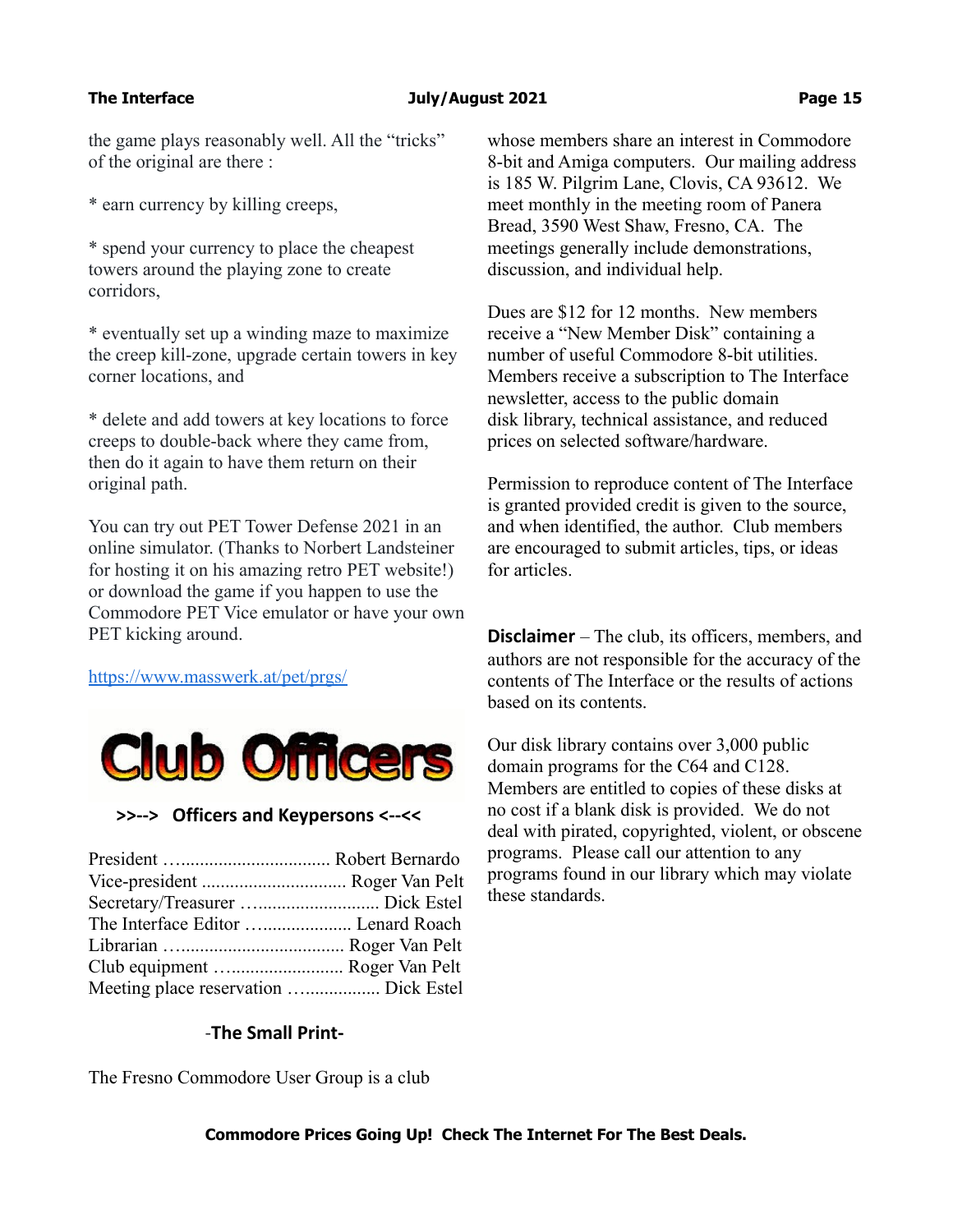the game plays reasonably well. All the "tricks" of the original are there :

* earn currency by killing creeps,

* spend your currency to place the cheapest towers around the playing zone to create corridors,

* eventually set up a winding maze to maximize the creep kill-zone, upgrade certain towers in key corner locations, and

* delete and add towers at key locations to force creeps to double-back where they came from, then do it again to have them return on their original path.

You can try out PET Tower Defense 2021 in an online simulator. (Thanks to Norbert Landsteiner for hosting it on his amazing retro PET website!) or download the game if you happen to use the Commodore PET Vice emulator or have your own PET kicking around.

https://www.masswerk.at/pet/prgs/

# Club Officers

**>>--> Officers and Keypersons <--<<**

President …................................ Robert Bernardo
Vice-president ............................... Roger Van Pelt
Secretary/Treasurer …......................... Dick Estel
The Interface Editor …................... Lenard Roach
Librarian …................................... Roger Van Pelt
Club equipment …......................... Roger Van Pelt
Meeting place reservation ….............. Dick Estel

## -The Small Print-

The Fresno Commodore User Group is a club whose members share an interest in Commodore 8-bit and Amiga computers. Our mailing address is 185 W. Pilgrim Lane, Clovis, CA 93612. We meet monthly in the meeting room of Panera Bread, 3590 West Shaw, Fresno, CA. The meetings generally include demonstrations, discussion, and individual help.

Dues are $12 for 12 months. New members receive a "New Member Disk" containing a number of useful Commodore 8-bit utilities. Members receive a subscription to The Interface newsletter, access to the public domain disk library, technical assistance, and reduced prices on selected software/hardware.

Permission to reproduce content of The Interface is granted provided credit is given to the source, and when identified, the author. Club members are encouraged to submit articles, tips, or ideas for articles.

**Disclaimer** – The club, its officers, members, and authors are not responsible for the accuracy of the contents of The Interface or the results of actions based on its contents.

Our disk library contains over 3,000 public domain programs for the C64 and C128. Members are entitled to copies of these disks at no cost if a blank disk is provided. We do not deal with pirated, copyrighted, violent, or obscene programs. Please call our attention to any programs found in our library which may violate these standards.

**Commodore Prices Going Up! Check The Internet For The Best Deals.**